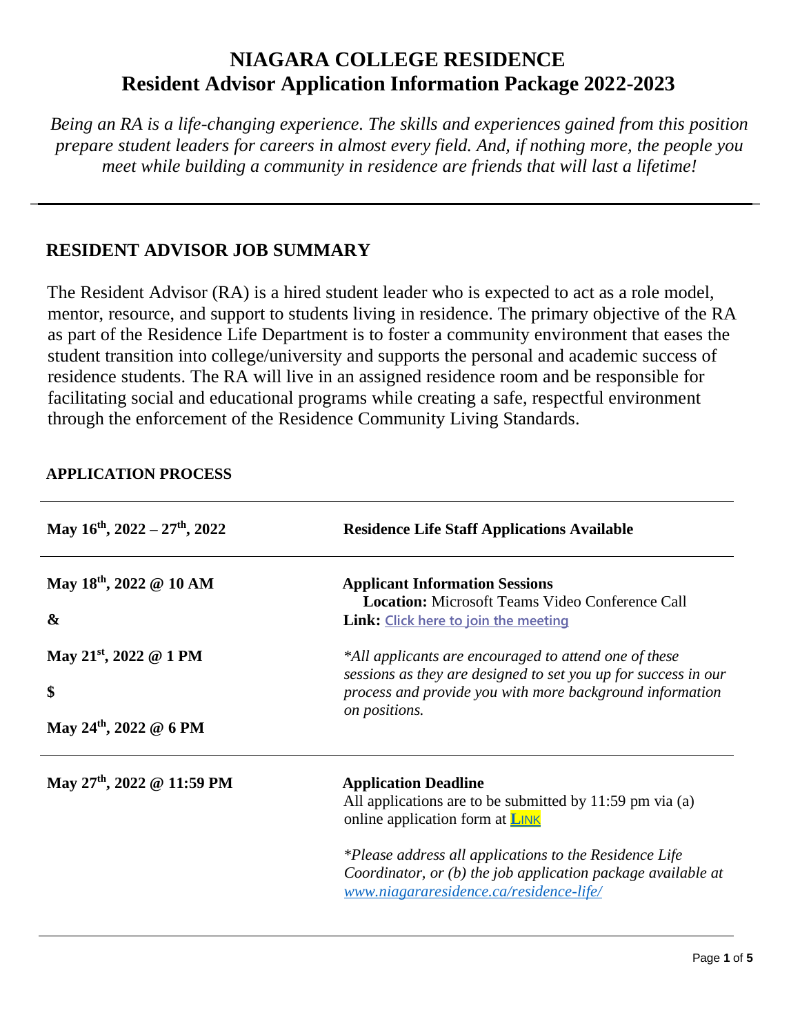# NIAGARA COLLEGE RESIDENCE
# Resident Advisor Application Information Package 2022-2023

*Being an RA is a life-changing experience. The skills and experiences gained from this position prepare student leaders for careers in almost every field. And, if nothing more, the people you meet while building a community in residence are friends that will last a lifetime!*

---

## RESIDENT ADVISOR JOB SUMMARY

The Resident Advisor (RA) is a hired student leader who is expected to act as a role model, mentor, resource, and support to students living in residence. The primary objective of the RA as part of the Residence Life Department is to foster a community environment that eases the student transition into college/university and supports the personal and academic success of residence students. The RA will live in an assigned residence room and be responsible for facilitating social and educational programs while creating a safe, respectful environment through the enforcement of the Residence Community Living Standards.

### APPLICATION PROCESS

| | |
|---|---|
| **May 16th, 2022 – 27th, 2022** | **Residence Life Staff Applications Available** |
| **May 18th, 2022 @ 10 AM**<br>**&**<br>**May 21st, 2022 @ 1 PM**<br>**$**<br>**May 24th, 2022 @ 6 PM** | **Applicant Information Sessions**<br>**Location:** Microsoft Teams Video Conference Call<br>**Link:** Click here to join the meeting<br><br>*\*All applicants are encouraged to attend one of these sessions as they are designed to set you up for success in our process and provide you with more background information on positions.* |
| **May 27th, 2022 @ 11:59 PM** | **Application Deadline**<br>All applications are to be submitted by 11:59 pm via (a) online application form at LINK<br><br>*\*Please address all applications to the Residence Life Coordinator, or (b) the job application package available at www.niagararesidence.ca/residence-life/* |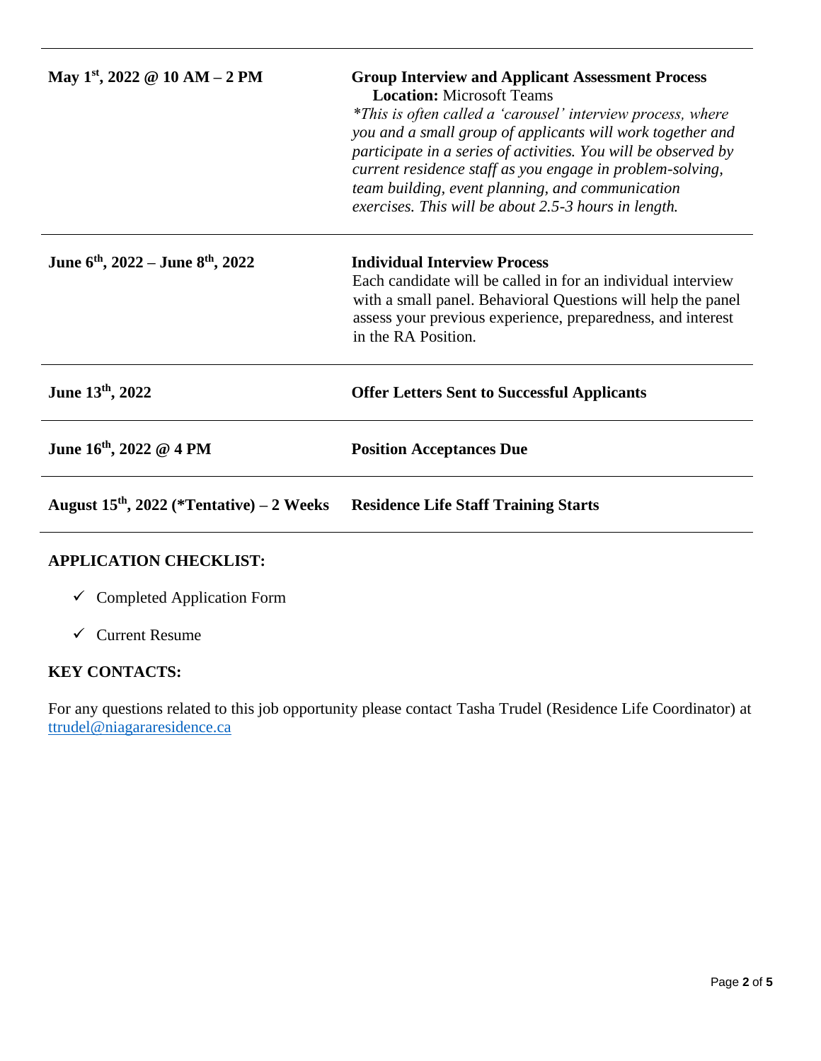| | |
|---|---|
| **May 1st, 2022 @ 10 AM – 2 PM** | **Group Interview and Applicant Assessment Process** **Location:** Microsoft Teams *\*This is often called a 'carousel' interview process, where you and a small group of applicants will work together and participate in a series of activities. You will be observed by current residence staff as you engage in problem-solving, team building, event planning, and communication exercises. This will be about 2.5-3 hours in length.* |
| **June 6th, 2022 – June 8th, 2022** | **Individual Interview Process** Each candidate will be called in for an individual interview with a small panel. Behavioral Questions will help the panel assess your previous experience, preparedness, and interest in the RA Position. |
| **June 13th, 2022** | **Offer Letters Sent to Successful Applicants** |
| **June 16th, 2022 @ 4 PM** | **Position Acceptances Due** |
| **August 15th, 2022 (\*Tentative) – 2 Weeks** | **Residence Life Staff Training Starts** |

**APPLICATION CHECKLIST:**

- ✓ Completed Application Form
- ✓ Current Resume

**KEY CONTACTS:**

For any questions related to this job opportunity please contact Tasha Trudel (Residence Life Coordinator) at ttrudel@niagararesidence.ca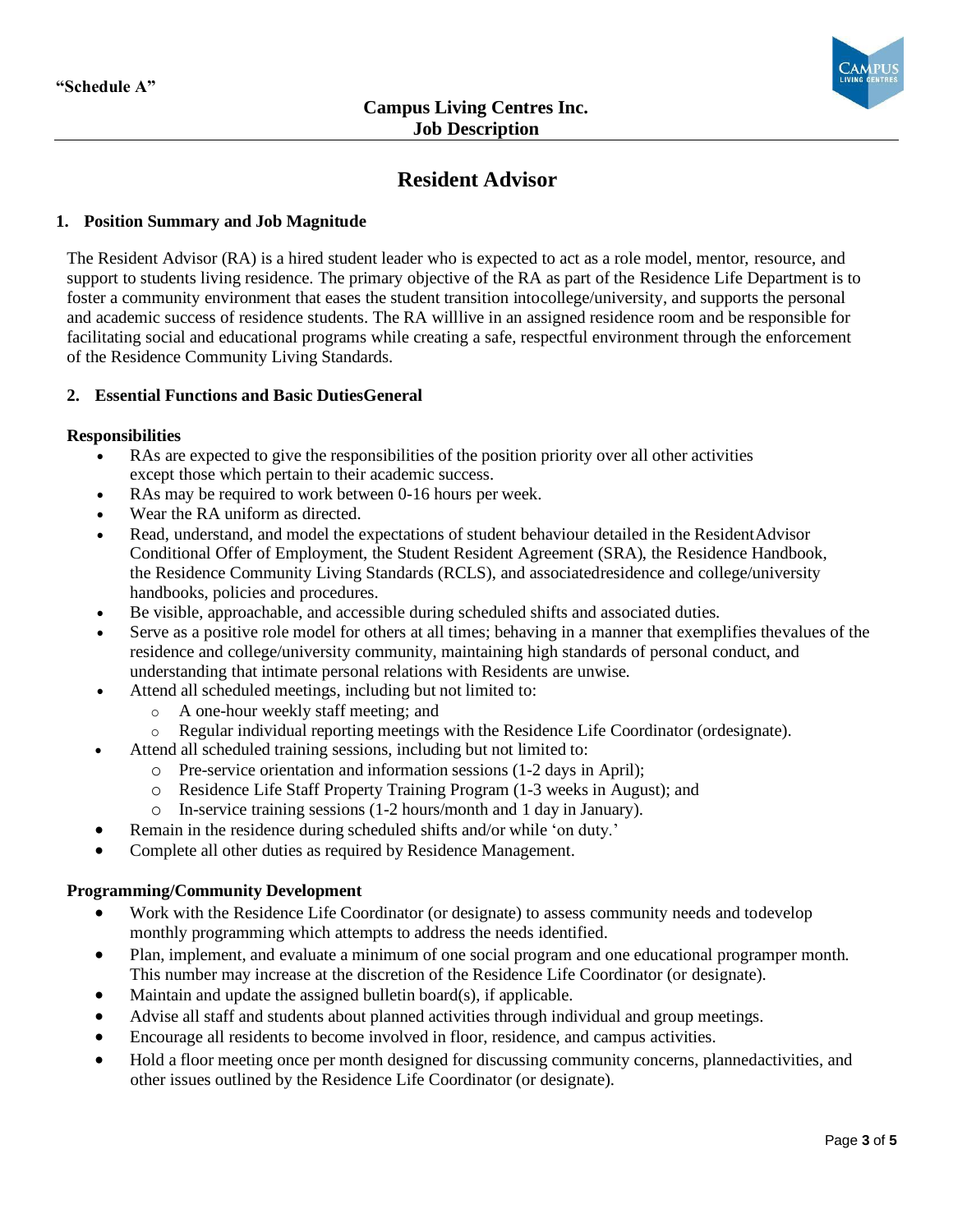"Schedule A"

**Campus Living Centres Inc.**
**Job Description**

# Resident Advisor

## 1. Position Summary and Job Magnitude

The Resident Advisor (RA) is a hired student leader who is expected to act as a role model, mentor, resource, and support to students living residence. The primary objective of the RA as part of the Residence Life Department is to foster a community environment that eases the student transition intocollege/university, and supports the personal and academic success of residence students. The RA willlive in an assigned residence room and be responsible for facilitating social and educational programs while creating a safe, respectful environment through the enforcement of the Residence Community Living Standards.

## 2. Essential Functions and Basic DutiesGeneral

### Responsibilities

- RAs are expected to give the responsibilities of the position priority over all other activities except those which pertain to their academic success.
- RAs may be required to work between 0-16 hours per week.
- Wear the RA uniform as directed.
- Read, understand, and model the expectations of student behaviour detailed in the ResidentAdvisor Conditional Offer of Employment, the Student Resident Agreement (SRA), the Residence Handbook, the Residence Community Living Standards (RCLS), and associatedresidence and college/university handbooks, policies and procedures.
- Be visible, approachable, and accessible during scheduled shifts and associated duties.
- Serve as a positive role model for others at all times; behaving in a manner that exemplifies thevalues of the residence and college/university community, maintaining high standards of personal conduct, and understanding that intimate personal relations with Residents are unwise.
- Attend all scheduled meetings, including but not limited to:
  - A one-hour weekly staff meeting; and
  - Regular individual reporting meetings with the Residence Life Coordinator (ordesignate).
- Attend all scheduled training sessions, including but not limited to:
  - Pre-service orientation and information sessions (1-2 days in April);
  - Residence Life Staff Property Training Program (1-3 weeks in August); and
  - In-service training sessions (1-2 hours/month and 1 day in January).
- Remain in the residence during scheduled shifts and/or while 'on duty.'
- Complete all other duties as required by Residence Management.

### Programming/Community Development

- Work with the Residence Life Coordinator (or designate) to assess community needs and todevelop monthly programming which attempts to address the needs identified.
- Plan, implement, and evaluate a minimum of one social program and one educational programper month. This number may increase at the discretion of the Residence Life Coordinator (or designate).
- Maintain and update the assigned bulletin board(s), if applicable.
- Advise all staff and students about planned activities through individual and group meetings.
- Encourage all residents to become involved in floor, residence, and campus activities.
- Hold a floor meeting once per month designed for discussing community concerns, plannedactivities, and other issues outlined by the Residence Life Coordinator (or designate).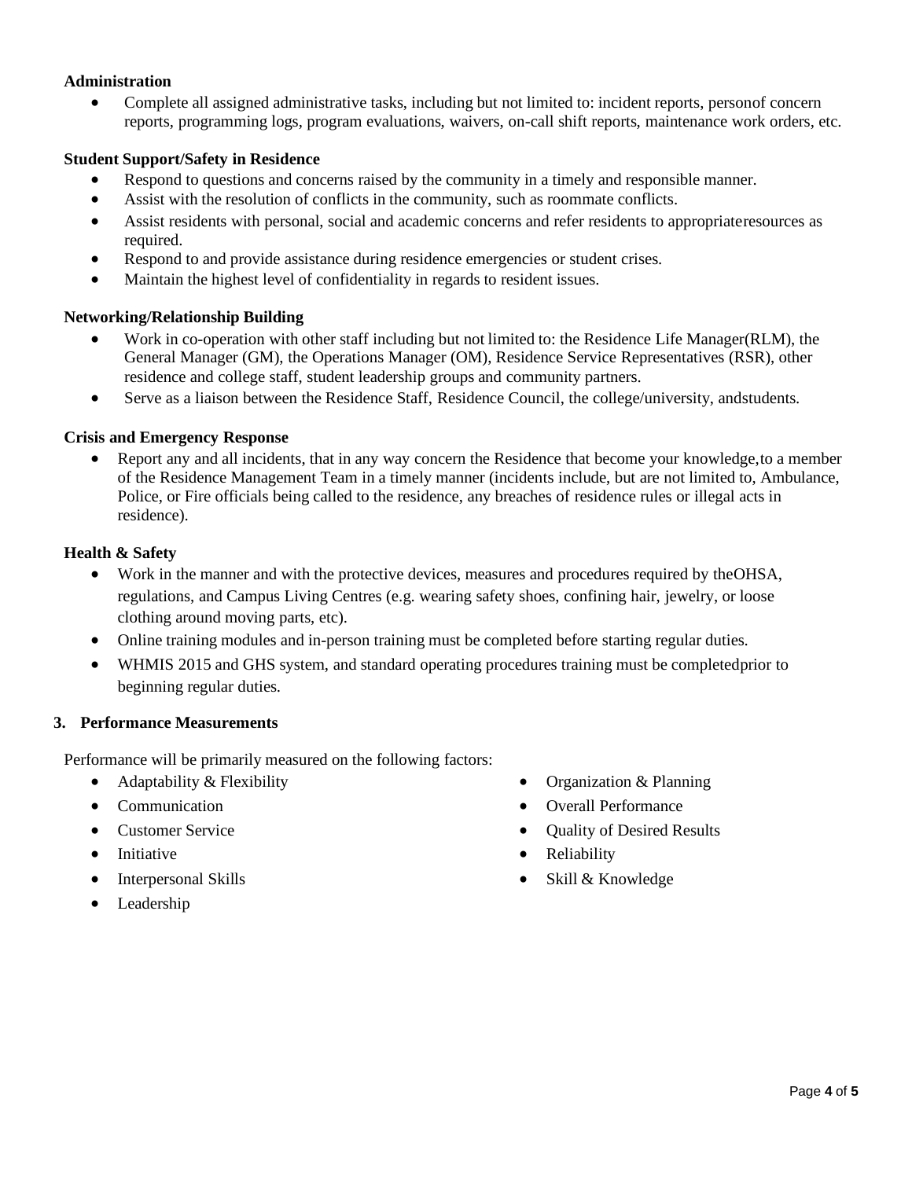**Administration**

- Complete all assigned administrative tasks, including but not limited to: incident reports, personof concern reports, programming logs, program evaluations, waivers, on-call shift reports, maintenance work orders, etc.

**Student Support/Safety in Residence**

- Respond to questions and concerns raised by the community in a timely and responsible manner.
- Assist with the resolution of conflicts in the community, such as roommate conflicts.
- Assist residents with personal, social and academic concerns and refer residents to appropriateresources as required.
- Respond to and provide assistance during residence emergencies or student crises.
- Maintain the highest level of confidentiality in regards to resident issues.

**Networking/Relationship Building**

- Work in co-operation with other staff including but not limited to: the Residence Life Manager(RLM), the General Manager (GM), the Operations Manager (OM), Residence Service Representatives (RSR), other residence and college staff, student leadership groups and community partners.
- Serve as a liaison between the Residence Staff, Residence Council, the college/university, andstudents.

**Crisis and Emergency Response**

- Report any and all incidents, that in any way concern the Residence that become your knowledge,to a member of the Residence Management Team in a timely manner (incidents include, but are not limited to, Ambulance, Police, or Fire officials being called to the residence, any breaches of residence rules or illegal acts in residence).

**Health & Safety**

- Work in the manner and with the protective devices, measures and procedures required by theOHSA, regulations, and Campus Living Centres (e.g. wearing safety shoes, confining hair, jewelry, or loose clothing around moving parts, etc).
- Online training modules and in-person training must be completed before starting regular duties.
- WHMIS 2015 and GHS system, and standard operating procedures training must be completedprior to beginning regular duties.

## 3. Performance Measurements

Performance will be primarily measured on the following factors:

- Adaptability & Flexibility
- Communication
- Customer Service
- Initiative
- Interpersonal Skills
- Leadership
- Organization & Planning
- Overall Performance
- Quality of Desired Results
- Reliability
- Skill & Knowledge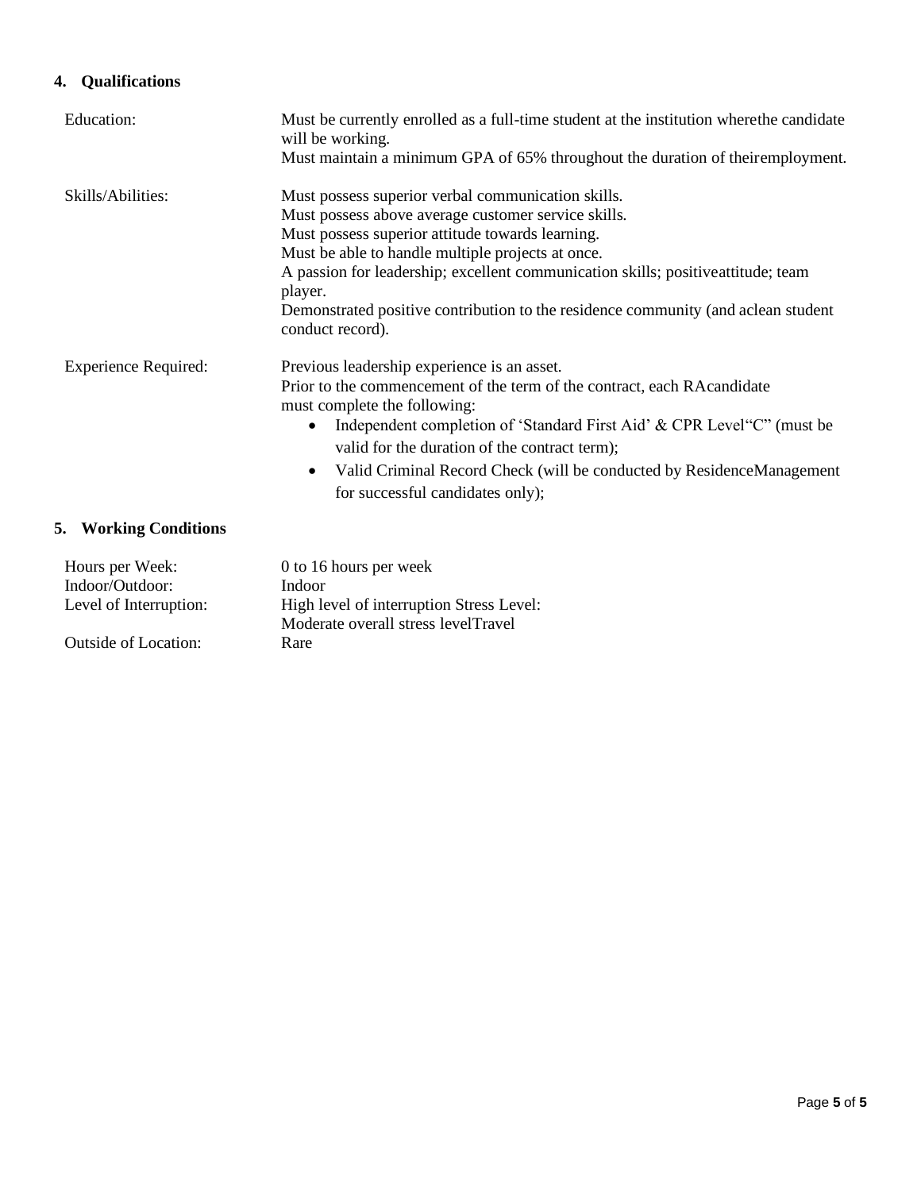## 4. Qualifications

| | |
|---|---|
| Education: | Must be currently enrolled as a full-time student at the institution wherethe candidate will be working.<br>Must maintain a minimum GPA of 65% throughout the duration of theiremployment. |
| Skills/Abilities: | Must possess superior verbal communication skills.<br>Must possess above average customer service skills.<br>Must possess superior attitude towards learning.<br>Must be able to handle multiple projects at once.<br>A passion for leadership; excellent communication skills; positiveattitude; team player.<br>Demonstrated positive contribution to the residence community (and aclean student conduct record). |
| Experience Required: | Previous leadership experience is an asset.<br>Prior to the commencement of the term of the contract, each RAcandidate must complete the following:<br>• Independent completion of 'Standard First Aid' & CPR Level"C" (must be valid for the duration of the contract term);<br>• Valid Criminal Record Check (will be conducted by ResidenceManagement for successful candidates only); |

## 5. Working Conditions

| | |
|---|---|
| Hours per Week: | 0 to 16 hours per week |
| Indoor/Outdoor: | Indoor |
| Level of Interruption: | High level of interruption Stress Level:<br>Moderate overall stress levelTravel |
| Outside of Location: | Rare |